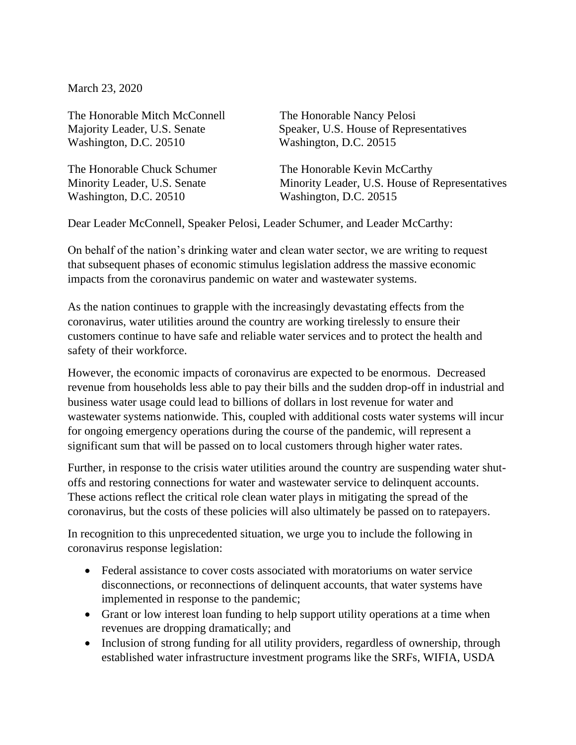March 23, 2020

The Honorable Mitch McConnell
Majority Leader, U.S. Senate
Washington, D.C. 20510

The Honorable Nancy Pelosi
Speaker, U.S. House of Representatives
Washington, D.C. 20515

The Honorable Chuck Schumer
Minority Leader, U.S. Senate
Washington, D.C. 20510

The Honorable Kevin McCarthy
Minority Leader, U.S. House of Representatives
Washington, D.C. 20515

Dear Leader McConnell, Speaker Pelosi, Leader Schumer, and Leader McCarthy:

On behalf of the nation's drinking water and clean water sector, we are writing to request that subsequent phases of economic stimulus legislation address the massive economic impacts from the coronavirus pandemic on water and wastewater systems.

As the nation continues to grapple with the increasingly devastating effects from the coronavirus, water utilities around the country are working tirelessly to ensure their customers continue to have safe and reliable water services and to protect the health and safety of their workforce.

However, the economic impacts of coronavirus are expected to be enormous. Decreased revenue from households less able to pay their bills and the sudden drop-off in industrial and business water usage could lead to billions of dollars in lost revenue for water and wastewater systems nationwide. This, coupled with additional costs water systems will incur for ongoing emergency operations during the course of the pandemic, will represent a significant sum that will be passed on to local customers through higher water rates.

Further, in response to the crisis water utilities around the country are suspending water shut-offs and restoring connections for water and wastewater service to delinquent accounts. These actions reflect the critical role clean water plays in mitigating the spread of the coronavirus, but the costs of these policies will also ultimately be passed on to ratepayers.

In recognition to this unprecedented situation, we urge you to include the following in coronavirus response legislation:

- Federal assistance to cover costs associated with moratoriums on water service disconnections, or reconnections of delinquent accounts, that water systems have implemented in response to the pandemic;
- Grant or low interest loan funding to help support utility operations at a time when revenues are dropping dramatically; and
- Inclusion of strong funding for all utility providers, regardless of ownership, through established water infrastructure investment programs like the SRFs, WIFIA, USDA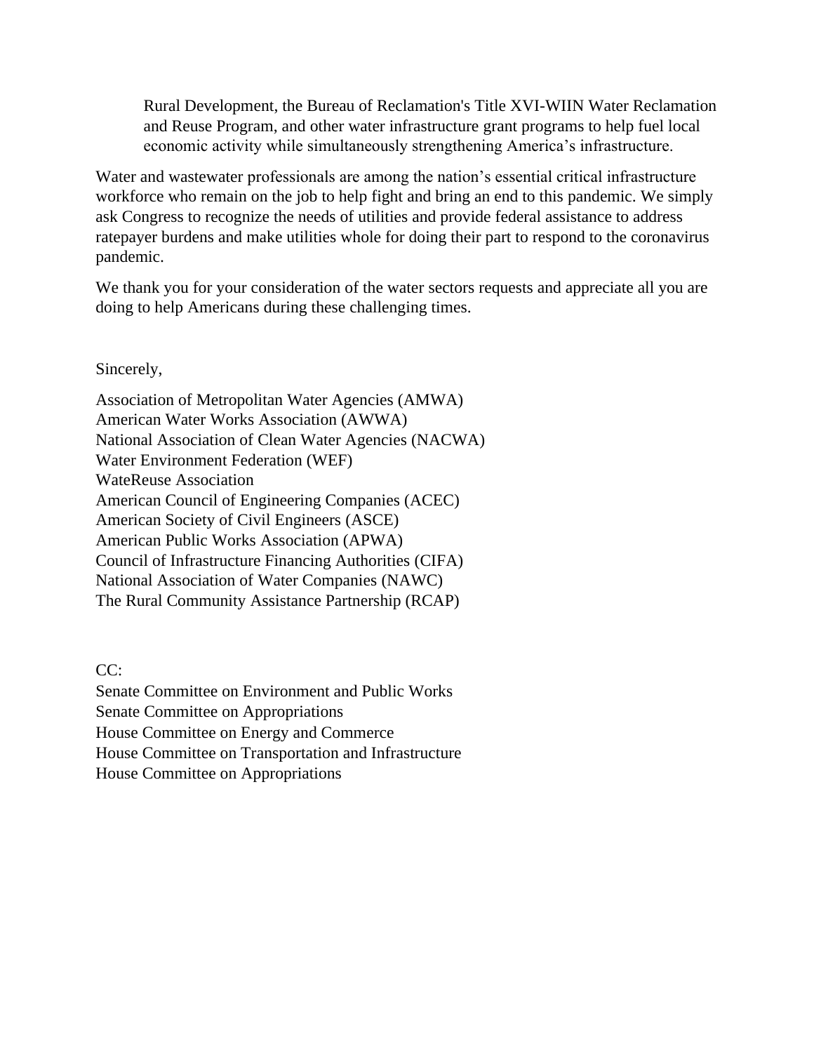Rural Development, the Bureau of Reclamation's Title XVI-WIIN Water Reclamation and Reuse Program, and other water infrastructure grant programs to help fuel local economic activity while simultaneously strengthening America's infrastructure.

Water and wastewater professionals are among the nation's essential critical infrastructure workforce who remain on the job to help fight and bring an end to this pandemic. We simply ask Congress to recognize the needs of utilities and provide federal assistance to address ratepayer burdens and make utilities whole for doing their part to respond to the coronavirus pandemic.

We thank you for your consideration of the water sectors requests and appreciate all you are doing to help Americans during these challenging times.

Sincerely,

Association of Metropolitan Water Agencies (AMWA)
American Water Works Association (AWWA)
National Association of Clean Water Agencies (NACWA)
Water Environment Federation (WEF)
WateReuse Association
American Council of Engineering Companies (ACEC)
American Society of Civil Engineers (ASCE)
American Public Works Association (APWA)
Council of Infrastructure Financing Authorities (CIFA)
National Association of Water Companies (NAWC)
The Rural Community Assistance Partnership (RCAP)

CC:
Senate Committee on Environment and Public Works
Senate Committee on Appropriations
House Committee on Energy and Commerce
House Committee on Transportation and Infrastructure
House Committee on Appropriations